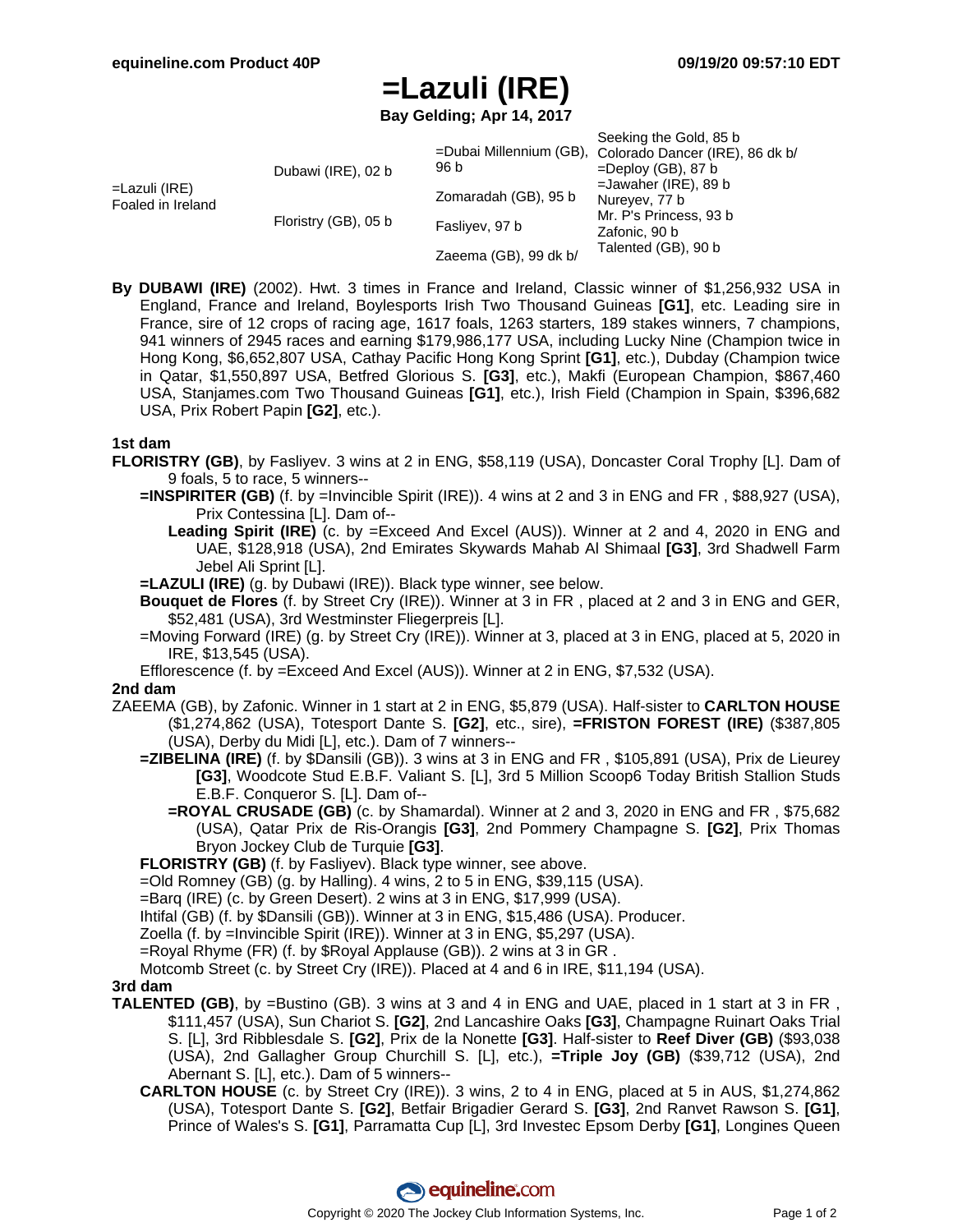# =Lazuli (IRE)

**Bay Gelding; Apr 14, 2017**

| | | | |
|---|---|---|---|
| =Lazuli (IRE) Foaled in Ireland | Dubawi (IRE), 02 b | =Dubai Millennium (GB), 96 b | Seeking the Gold, 85 b |
| | | | Colorado Dancer (IRE), 86 dk b/ |
| | | Zomaradah (GB), 95 b | =Deploy (GB), 87 b |
| | | | =Jawaher (IRE), 89 b |
| | Floristry (GB), 05 b | Fasliyev, 97 b | Nureyev, 77 b |
| | | | Mr. P's Princess, 93 b |
| | | Zaeema (GB), 99 dk b/ | Zafonic, 90 b |
| | | | Talented (GB), 90 b |

**By DUBAWI (IRE)** (2002). Hwt. 3 times in France and Ireland, Classic winner of $1,256,932 USA in England, France and Ireland, Boylesports Irish Two Thousand Guineas **[G1]**, etc. Leading sire in France, sire of 12 crops of racing age, 1617 foals, 1263 starters, 189 stakes winners, 7 champions, 941 winners of 2945 races and earning $179,986,177 USA, including Lucky Nine (Champion twice in Hong Kong, $6,652,807 USA, Cathay Pacific Hong Kong Sprint **[G1]**, etc.), Dubday (Champion twice in Qatar, $1,550,897 USA, Betfred Glorious S. **[G3]**, etc.), Makfi (European Champion, $867,460 USA, Stanjames.com Two Thousand Guineas **[G1]**, etc.), Irish Field (Champion in Spain, $396,682 USA, Prix Robert Papin **[G2]**, etc.).

### 1st dam

**FLORISTRY (GB)**, by Fasliyev. 3 wins at 2 in ENG, $58,119 (USA), Doncaster Coral Trophy [L]. Dam of 9 foals, 5 to race, 5 winners--

- **=INSPIRITER (GB)** (f. by =Invincible Spirit (IRE)). 4 wins at 2 and 3 in ENG and FR , $88,927 (USA), Prix Contessina [L]. Dam of--
  - **Leading Spirit (IRE)** (c. by =Exceed And Excel (AUS)). Winner at 2 and 4, 2020 in ENG and UAE, $128,918 (USA), 2nd Emirates Skywards Mahab Al Shimaal **[G3]**, 3rd Shadwell Farm Jebel Ali Sprint [L].
- **=LAZULI (IRE)** (g. by Dubawi (IRE)). Black type winner, see below.
- **Bouquet de Flores** (f. by Street Cry (IRE)). Winner at 3 in FR , placed at 2 and 3 in ENG and GER, $52,481 (USA), 3rd Westminster Fliegerpreis [L].
- =Moving Forward (IRE) (g. by Street Cry (IRE)). Winner at 3, placed at 3 in ENG, placed at 5, 2020 in IRE, $13,545 (USA).
- Efflorescence (f. by =Exceed And Excel (AUS)). Winner at 2 in ENG, $7,532 (USA).

### 2nd dam

ZAEEMA (GB), by Zafonic. Winner in 1 start at 2 in ENG, $5,879 (USA). Half-sister to **CARLTON HOUSE** ($1,274,862 (USA), Totesport Dante S. **[G2]**, etc., sire), **=FRISTON FOREST (IRE)** ($387,805 (USA), Derby du Midi [L], etc.). Dam of 7 winners--

- **=ZIBELINA (IRE)** (f. by $Dansili (GB)). 3 wins at 3 in ENG and FR , $105,891 (USA), Prix de Lieurey **[G3]**, Woodcote Stud E.B.F. Valiant S. [L], 3rd 5 Million Scoop6 Today British Stallion Studs E.B.F. Conqueror S. [L]. Dam of--
  - **=ROYAL CRUSADE (GB)** (c. by Shamardal). Winner at 2 and 3, 2020 in ENG and FR , $75,682 (USA), Qatar Prix de Ris-Orangis **[G3]**, 2nd Pommery Champagne S. **[G2]**, Prix Thomas Bryon Jockey Club de Turquie **[G3]**.
- **FLORISTRY (GB)** (f. by Fasliyev). Black type winner, see above.
- =Old Romney (GB) (g. by Halling). 4 wins, 2 to 5 in ENG, $39,115 (USA).
- =Barq (IRE) (c. by Green Desert). 2 wins at 3 in ENG, $17,999 (USA).
- Ihtifal (GB) (f. by $Dansili (GB)). Winner at 3 in ENG, $15,486 (USA). Producer.
- Zoella (f. by =Invincible Spirit (IRE)). Winner at 3 in ENG, $5,297 (USA).
- =Royal Rhyme (FR) (f. by $Royal Applause (GB)). 2 wins at 3 in GR .
- Motcomb Street (c. by Street Cry (IRE)). Placed at 4 and 6 in IRE, $11,194 (USA).

### 3rd dam

**TALENTED (GB)**, by =Bustino (GB). 3 wins at 3 and 4 in ENG and UAE, placed in 1 start at 3 in FR , $111,457 (USA), Sun Chariot S. **[G2]**, 2nd Lancashire Oaks **[G3]**, Champagne Ruinart Oaks Trial S. [L], 3rd Ribblesdale S. **[G2]**, Prix de la Nonette **[G3]**. Half-sister to **Reef Diver (GB)** ($93,038 (USA), 2nd Gallagher Group Churchill S. [L], etc.), **=Triple Joy (GB)** ($39,712 (USA), 2nd Abernant S. [L], etc.). Dam of 5 winners--

- **CARLTON HOUSE** (c. by Street Cry (IRE)). 3 wins, 2 to 4 in ENG, placed at 5 in AUS, $1,274,862 (USA), Totesport Dante S. **[G2]**, Betfair Brigadier Gerard S. **[G3]**, 2nd Ranvet Rawson S. **[G1]**, Prince of Wales's S. **[G1]**, Parramatta Cup [L], 3rd Investec Epsom Derby **[G1]**, Longines Queen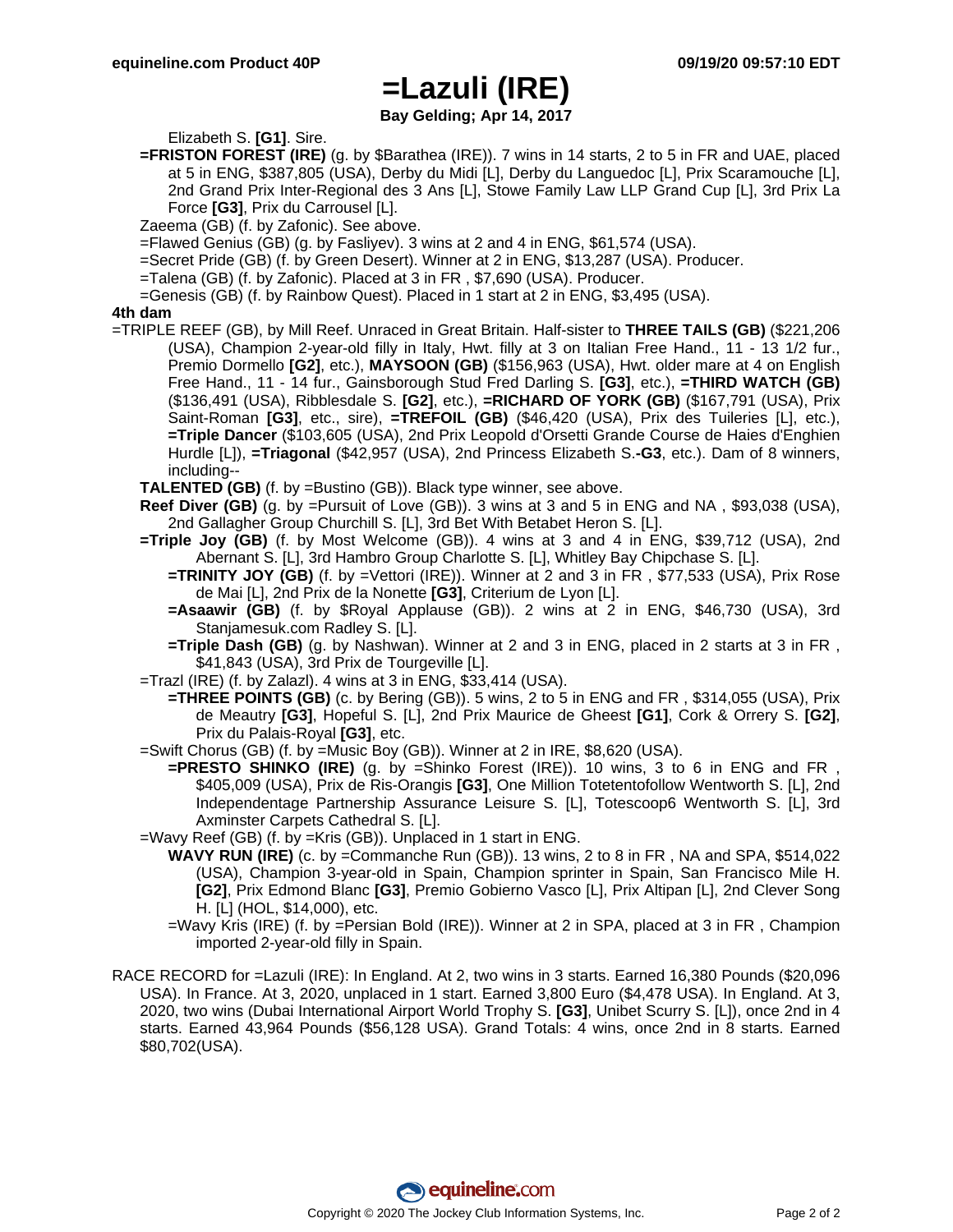# =Lazuli (IRE)

**Bay Gelding; Apr 14, 2017**

Elizabeth S. **[G1]**. Sire.

**=FRISTON FOREST (IRE)** (g. by $Barathea (IRE)). 7 wins in 14 starts, 2 to 5 in FR and UAE, placed at 5 in ENG, $387,805 (USA), Derby du Midi [L], Derby du Languedoc [L], Prix Scaramouche [L], 2nd Grand Prix Inter-Regional des 3 Ans [L], Stowe Family Law LLP Grand Cup [L], 3rd Prix La Force **[G3]**, Prix du Carrousel [L].

Zaeema (GB) (f. by Zafonic). See above.

=Flawed Genius (GB) (g. by Fasliyev). 3 wins at 2 and 4 in ENG, $61,574 (USA).

=Secret Pride (GB) (f. by Green Desert). Winner at 2 in ENG, $13,287 (USA). Producer.

=Talena (GB) (f. by Zafonic). Placed at 3 in FR , $7,690 (USA). Producer.

=Genesis (GB) (f. by Rainbow Quest). Placed in 1 start at 2 in ENG, $3,495 (USA).

**4th dam**

=TRIPLE REEF (GB), by Mill Reef. Unraced in Great Britain. Half-sister to **THREE TAILS (GB)** ($221,206 (USA), Champion 2-year-old filly in Italy, Hwt. filly at 3 on Italian Free Hand., 11 - 13 1/2 fur., Premio Dormello **[G2]**, etc.), **MAYSOON (GB)** ($156,963 (USA), Hwt. older mare at 4 on English Free Hand., 11 - 14 fur., Gainsborough Stud Fred Darling S. **[G3]**, etc.), **=THIRD WATCH (GB)** ($136,491 (USA), Ribblesdale S. **[G2]**, etc.), **=RICHARD OF YORK (GB)** ($167,791 (USA), Prix Saint-Roman **[G3]**, etc., sire), **=TREFOIL (GB)** ($46,420 (USA), Prix des Tuileries [L], etc.), **=Triple Dancer** ($103,605 (USA), 2nd Prix Leopold d'Orsetti Grande Course de Haies d'Enghien Hurdle [L]), **=Triagonal** ($42,957 (USA), 2nd Princess Elizabeth S.**-G3**, etc.). Dam of 8 winners, including--

**TALENTED (GB)** (f. by =Bustino (GB)). Black type winner, see above.

**Reef Diver (GB)** (g. by =Pursuit of Love (GB)). 3 wins at 3 and 5 in ENG and NA , $93,038 (USA), 2nd Gallagher Group Churchill S. [L], 3rd Bet With Betabet Heron S. [L].

**=Triple Joy (GB)** (f. by Most Welcome (GB)). 4 wins at 3 and 4 in ENG, $39,712 (USA), 2nd Abernant S. [L], 3rd Hambro Group Charlotte S. [L], Whitley Bay Chipchase S. [L].

**=TRINITY JOY (GB)** (f. by =Vettori (IRE)). Winner at 2 and 3 in FR , $77,533 (USA), Prix Rose de Mai [L], 2nd Prix de la Nonette **[G3]**, Criterium de Lyon [L].

**=Asaawir (GB)** (f. by $Royal Applause (GB)). 2 wins at 2 in ENG, $46,730 (USA), 3rd Stanjamesuk.com Radley S. [L].

**=Triple Dash (GB)** (g. by Nashwan). Winner at 2 and 3 in ENG, placed in 2 starts at 3 in FR , $41,843 (USA), 3rd Prix de Tourgeville [L].

=Trazl (IRE) (f. by Zalazl). 4 wins at 3 in ENG, $33,414 (USA).

**=THREE POINTS (GB)** (c. by Bering (GB)). 5 wins, 2 to 5 in ENG and FR , $314,055 (USA), Prix de Meautry **[G3]**, Hopeful S. [L], 2nd Prix Maurice de Gheest **[G1]**, Cork & Orrery S. **[G2]**, Prix du Palais-Royal **[G3]**, etc.

=Swift Chorus (GB) (f. by =Music Boy (GB)). Winner at 2 in IRE, $8,620 (USA).

**=PRESTO SHINKO (IRE)** (g. by =Shinko Forest (IRE)). 10 wins, 3 to 6 in ENG and FR , $405,009 (USA), Prix de Ris-Orangis **[G3]**, One Million Totetentofollow Wentworth S. [L], 2nd Independentage Partnership Assurance Leisure S. [L], Totescoop6 Wentworth S. [L], 3rd Axminster Carpets Cathedral S. [L].

=Wavy Reef (GB) (f. by =Kris (GB)). Unplaced in 1 start in ENG.

**WAVY RUN (IRE)** (c. by =Commanche Run (GB)). 13 wins, 2 to 8 in FR , NA and SPA, $514,022 (USA), Champion 3-year-old in Spain, Champion sprinter in Spain, San Francisco Mile H. **[G2]**, Prix Edmond Blanc **[G3]**, Premio Gobierno Vasco [L], Prix Altipan [L], 2nd Clever Song H. [L] (HOL, $14,000), etc.

=Wavy Kris (IRE) (f. by =Persian Bold (IRE)). Winner at 2 in SPA, placed at 3 in FR , Champion imported 2-year-old filly in Spain.

RACE RECORD for =Lazuli (IRE): In England. At 2, two wins in 3 starts. Earned 16,380 Pounds ($20,096 USA). In France. At 3, 2020, unplaced in 1 start. Earned 3,800 Euro ($4,478 USA). In England. At 3, 2020, two wins (Dubai International Airport World Trophy S. **[G3]**, Unibet Scurry S. [L]), once 2nd in 4 starts. Earned 43,964 Pounds ($56,128 USA). Grand Totals: 4 wins, once 2nd in 8 starts. Earned $80,702(USA).